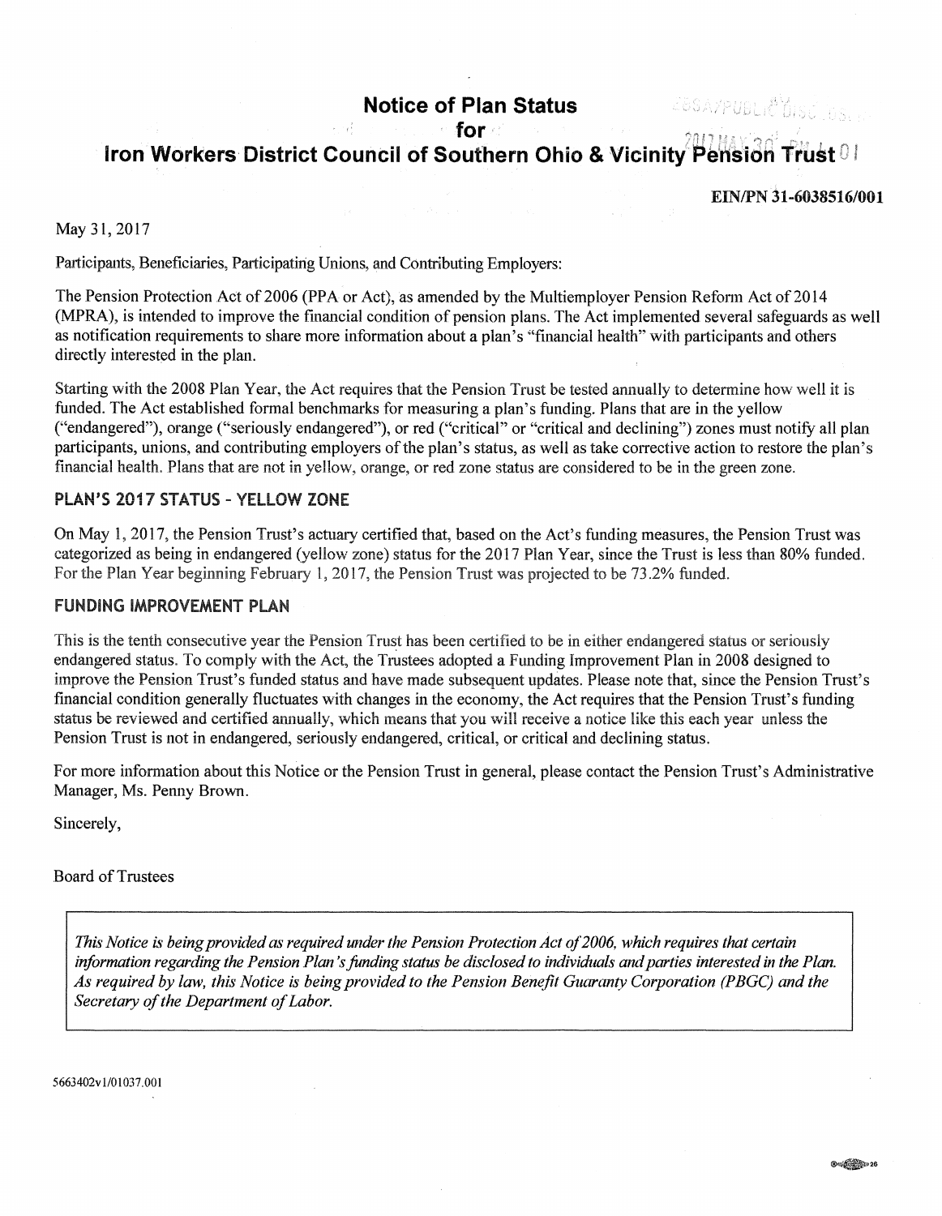# Notice of Plan Status for Iron Workers District Council of Southern Ohio & Vicinity Pension Trust

**EIN/PN 31-6038516/001**

May 31, 2017

Participants, Beneficiaries, Participating Unions, and Contributing Employers:

The Pension Protection Act of 2006 (PPA or Act), as amended by the Multiemployer Pension Reform Act of 2014 (MPRA), is intended to improve the financial condition of pension plans. The Act implemented several safeguards as well as notification requirements to share more information about a plan's "financial health" with participants and others directly interested in the plan.

Starting with the 2008 Plan Year, the Act requires that the Pension Trust be tested annually to determine how well it is funded. The Act established formal benchmarks for measuring a plan's funding. Plans that are in the yellow ("endangered"), orange ("seriously endangered"), or red ("critical" or "critical and declining") zones must notify all plan participants, unions, and contributing employers of the plan's status, as well as take corrective action to restore the plan's financial health. Plans that are not in yellow, orange, or red zone status are considered to be in the green zone.

## PLAN'S 2017 STATUS - YELLOW ZONE

On May 1, 2017, the Pension Trust's actuary certified that, based on the Act's funding measures, the Pension Trust was categorized as being in endangered (yellow zone) status for the 2017 Plan Year, since the Trust is less than 80% funded. For the Plan Year beginning February 1, 2017, the Pension Trust was projected to be 73.2% funded.

## FUNDING IMPROVEMENT PLAN

This is the tenth consecutive year the Pension Trust has been certified to be in either endangered status or seriously endangered status. To comply with the Act, the Trustees adopted a Funding Improvement Plan in 2008 designed to improve the Pension Trust's funded status and have made subsequent updates. Please note that, since the Pension Trust's financial condition generally fluctuates with changes in the economy, the Act requires that the Pension Trust's funding status be reviewed and certified annually, which means that you will receive a notice like this each year unless the Pension Trust is not in endangered, seriously endangered, critical, or critical and declining status.

For more information about this Notice or the Pension Trust in general, please contact the Pension Trust's Administrative Manager, Ms. Penny Brown.

Sincerely,

Board of Trustees

*This Notice is being provided as required under the Pension Protection Act of 2006, which requires that certain information regarding the Pension Plan's funding status be disclosed to individuals and parties interested in the Plan. As required by law, this Notice is being provided to the Pension Benefit Guaranty Corporation (PBGC) and the Secretary of the Department of Labor.*

5663402v1/01037.001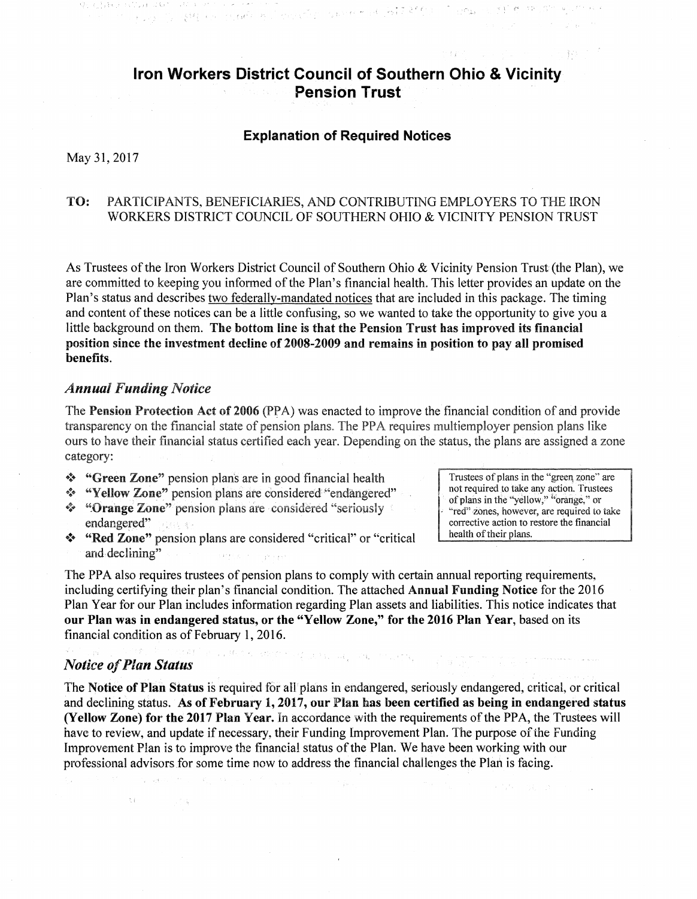# Iron Workers District Council of Southern Ohio & Vicinity Pension Trust

## Explanation of Required Notices

May 31, 2017

**TO:** PARTICIPANTS, BENEFICIARIES, AND CONTRIBUTING EMPLOYERS TO THE IRON WORKERS DISTRICT COUNCIL OF SOUTHERN OHIO & VICINITY PENSION TRUST

As Trustees of the Iron Workers District Council of Southern Ohio & Vicinity Pension Trust (the Plan), we are committed to keeping you informed of the Plan's financial health. This letter provides an update on the Plan's status and describes two federally-mandated notices that are included in this package. The timing and content of these notices can be a little confusing, so we wanted to take the opportunity to give you a little background on them. **The bottom line is that the Pension Trust has improved its financial position since the investment decline of 2008-2009 and remains in position to pay all promised benefits.**

### *Annual Funding Notice*

The **Pension Protection Act of 2006** (PPA) was enacted to improve the financial condition of and provide transparency on the financial state of pension plans. The PPA requires multiemployer pension plans like ours to have their financial status certified each year. Depending on the status, the plans are assigned a zone category:

- **"Green Zone"** pension plans are in good financial health
- **"Yellow Zone"** pension plans are considered "endangered"
- **"Orange Zone"** pension plans are considered "seriously endangered"
- **"Red Zone"** pension plans are considered "critical" or "critical and declining"

Trustees of plans in the "green zone" are not required to take any action. Trustees of plans in the "yellow," "orange," or "red" zones, however, are required to take corrective action to restore the financial health of their plans.

The PPA also requires trustees of pension plans to comply with certain annual reporting requirements, including certifying their plan's financial condition. The attached **Annual Funding Notice** for the 2016 Plan Year for our Plan includes information regarding Plan assets and liabilities. This notice indicates that **our Plan was in endangered status, or the "Yellow Zone," for the 2016 Plan Year**, based on its financial condition as of February 1, 2016.

### *Notice of Plan Status*

The **Notice of Plan Status** is required for all plans in endangered, seriously endangered, critical, or critical and declining status. **As of February 1, 2017, our Plan has been certified as being in endangered status (Yellow Zone) for the 2017 Plan Year.** In accordance with the requirements of the PPA, the Trustees will have to review, and update if necessary, their Funding Improvement Plan. The purpose of the Funding Improvement Plan is to improve the financial status of the Plan. We have been working with our professional advisors for some time now to address the financial challenges the Plan is facing.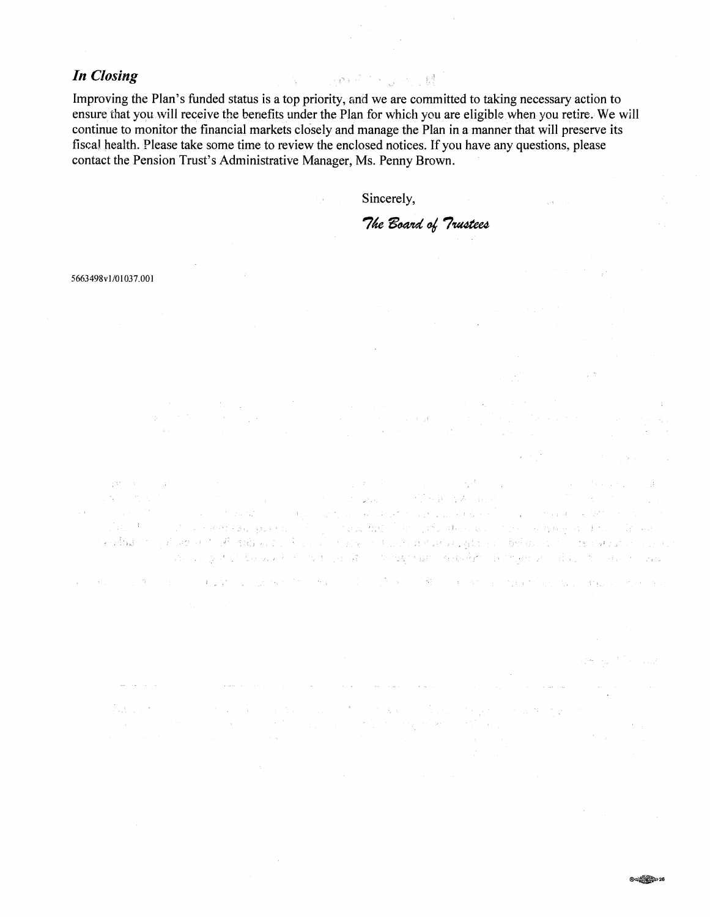### *In Closing*

Improving the Plan's funded status is a top priority, and we are committed to taking necessary action to ensure that you will receive the benefits under the Plan for which you are eligible when you retire. We will continue to monitor the financial markets closely and manage the Plan in a manner that will preserve its fiscal health. Please take some time to review the enclosed notices. If you have any questions, please contact the Pension Trust's Administrative Manager, Ms. Penny Brown.

Sincerely,

*The Board of Trustees*

5663498v1/01037.001